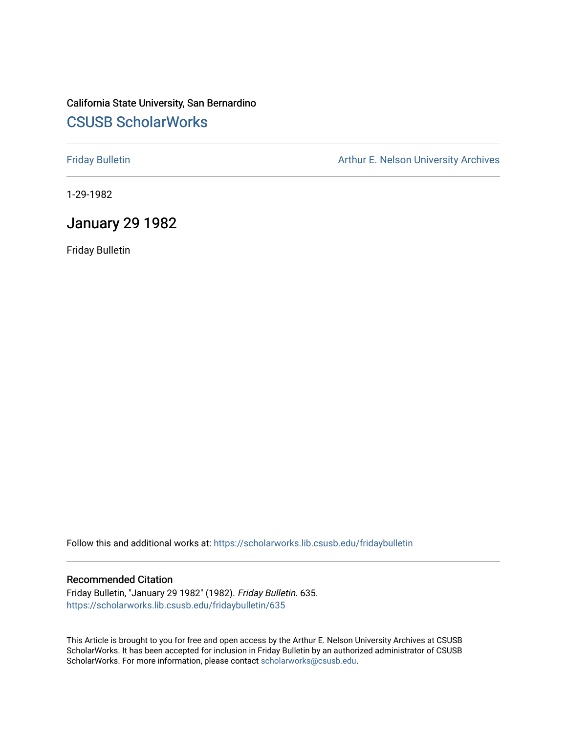California State University, San Bernardino

# CSUSB ScholarWorks

Friday Bulletin

Arthur E. Nelson University Archives

1-29-1982

## January 29 1982

Friday Bulletin

Follow this and additional works at: https://scholarworks.lib.csusb.edu/fridaybulletin

### Recommended Citation

Friday Bulletin, "January 29 1982" (1982). *Friday Bulletin*. 635.
https://scholarworks.lib.csusb.edu/fridaybulletin/635

This Article is brought to you for free and open access by the Arthur E. Nelson University Archives at CSUSB ScholarWorks. It has been accepted for inclusion in Friday Bulletin by an authorized administrator of CSUSB ScholarWorks. For more information, please contact scholarworks@csusb.edu.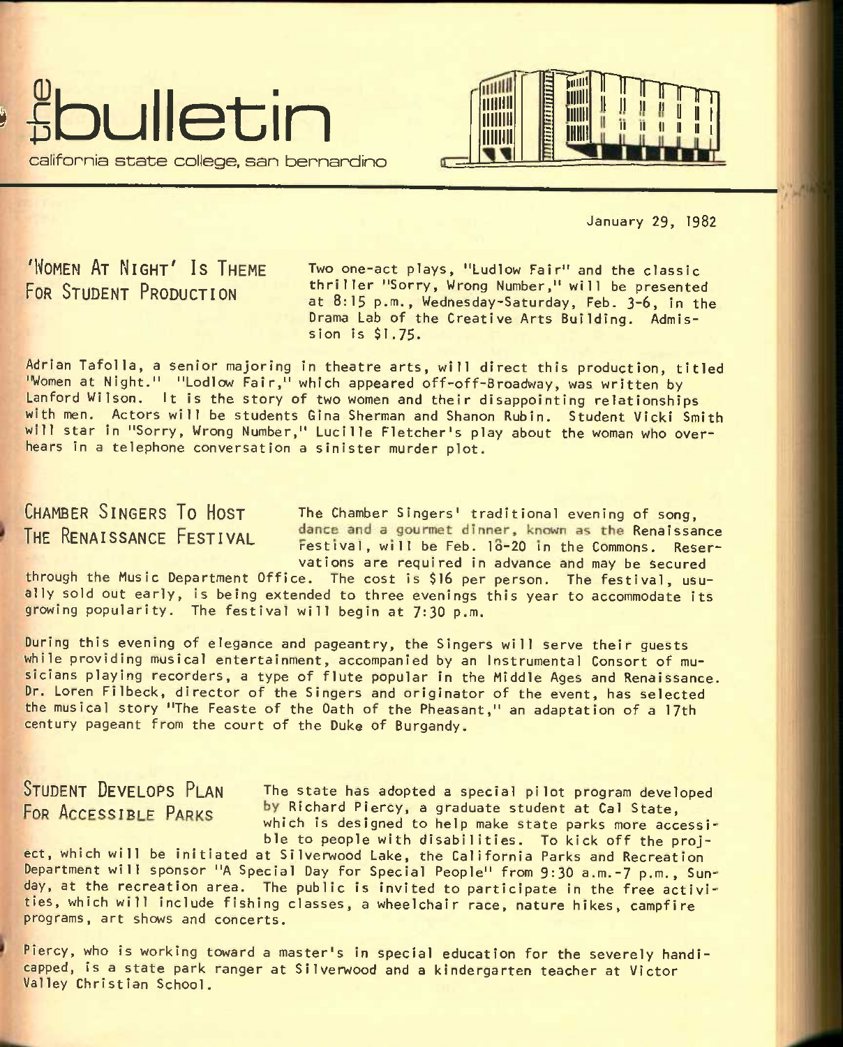# the bulletin

california state college, san bernardino

January 29, 1982

## 'Women At Night' Is Theme For Student Production

Two one-act plays, "Ludlow Fair" and the classic thriller "Sorry, Wrong Number," will be presented at 8:15 p.m., Wednesday-Saturday, Feb. 3-6, in the Drama Lab of the Creative Arts Building. Admission is $1.75.

Adrian Tafolla, a senior majoring in theatre arts, will direct this production, titled "Women at Night." "Lodlow Fair," which appeared off-off-Broadway, was written by Lanford Wilson. It is the story of two women and their disappointing relationships with men. Actors will be students Gina Sherman and Shanon Rubin. Student Vicki Smith will star in "Sorry, Wrong Number," Lucille Fletcher's play about the woman who overhears in a telephone conversation a sinister murder plot.

## Chamber Singers To Host The Renaissance Festival

The Chamber Singers' traditional evening of song, dance and a gourmet dinner, known as the Renaissance Festival, will be Feb. 18-20 in the Commons. Reservations are required in advance and may be secured through the Music Department Office. The cost is $16 per person. The festival, usually sold out early, is being extended to three evenings this year to accommodate its growing popularity. The festival will begin at 7:30 p.m.

During this evening of elegance and pageantry, the Singers will serve their guests while providing musical entertainment, accompanied by an Instrumental Consort of musicians playing recorders, a type of flute popular in the Middle Ages and Renaissance. Dr. Loren Filbeck, director of the Singers and originator of the event, has selected the musical story "The Feaste of the Oath of the Pheasant," an adaptation of a 17th century pageant from the court of the Duke of Burgandy.

## Student Develops Plan For Accessible Parks

The state has adopted a special pilot program developed by Richard Piercy, a graduate student at Cal State, which is designed to help make state parks more accessible to people with disabilities. To kick off the project, which will be initiated at Silverwood Lake, the California Parks and Recreation Department will sponsor "A Special Day for Special People" from 9:30 a.m.-7 p.m., Sunday, at the recreation area. The public is invited to participate in the free activities, which will include fishing classes, a wheelchair race, nature hikes, campfire programs, art shows and concerts.

Piercy, who is working toward a master's in special education for the severely handicapped, is a state park ranger at Silverwood and a kindergarten teacher at Victor Valley Christian School.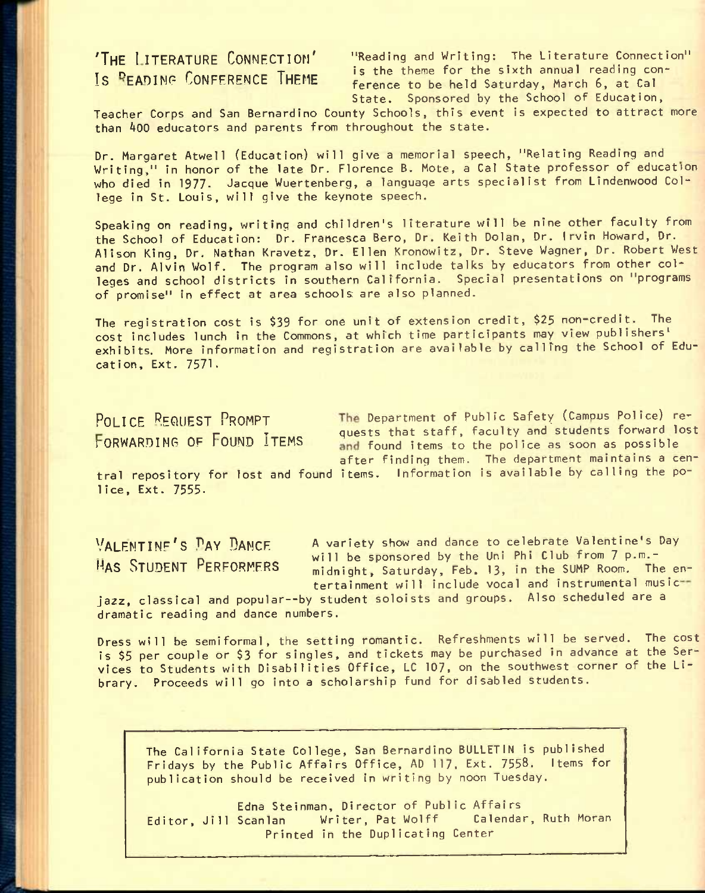## 'The Literature Connection' Is Reading Conference Theme

"Reading and Writing: The Literature Connection" is the theme for the sixth annual reading conference to be held Saturday, March 6, at Cal State. Sponsored by the School of Education, Teacher Corps and San Bernardino County Schools, this event is expected to attract more than 400 educators and parents from throughout the state.

Dr. Margaret Atwell (Education) will give a memorial speech, "Relating Reading and Writing," in honor of the late Dr. Florence B. Mote, a Cal State professor of education who died in 1977. Jacque Wuertenberg, a language arts specialist from Lindenwood College in St. Louis, will give the keynote speech.

Speaking on reading, writing and children's literature will be nine other faculty from the School of Education: Dr. Francesca Bero, Dr. Keith Dolan, Dr. Irvin Howard, Dr. Alison King, Dr. Nathan Kravetz, Dr. Ellen Kronowitz, Dr. Steve Wagner, Dr. Robert West and Dr. Alvin Wolf. The program also will include talks by educators from other colleges and school districts in southern California. Special presentations on "programs of promise" in effect at area schools are also planned.

The registration cost is $39 for one unit of extension credit, $25 non-credit. The cost includes lunch in the Commons, at which time participants may view publishers' exhibits. More information and registration are available by calling the School of Education, Ext. 7571.

## Police Request Prompt Forwarding of Found Items

The Department of Public Safety (Campus Police) requests that staff, faculty and students forward lost and found items to the police as soon as possible after finding them. The department maintains a central repository for lost and found items. Information is available by calling the police, Ext. 7555.

## Valentine's Day Dance Has Student Performers

A variety show and dance to celebrate Valentine's Day will be sponsored by the Uni Phi Club from 7 p.m.-midnight, Saturday, Feb. 13, in the SUMP Room. The entertainment will include vocal and instrumental music--jazz, classical and popular--by student soloists and groups. Also scheduled are a dramatic reading and dance numbers.

Dress will be semiformal, the setting romantic. Refreshments will be served. The cost is $5 per couple or $3 for singles, and tickets may be purchased in advance at the Services to Students with Disabilities Office, LC 107, on the southwest corner of the Library. Proceeds will go into a scholarship fund for disabled students.

---

The California State College, San Bernardino BULLETIN is published Fridays by the Public Affairs Office, AD 117, Ext. 7558. Items for publication should be received in writing by noon Tuesday.

Edna Steinman, Director of Public Affairs
Editor, Jill Scanlan     Writer, Pat Wolff     Calendar, Ruth Moran
Printed in the Duplicating Center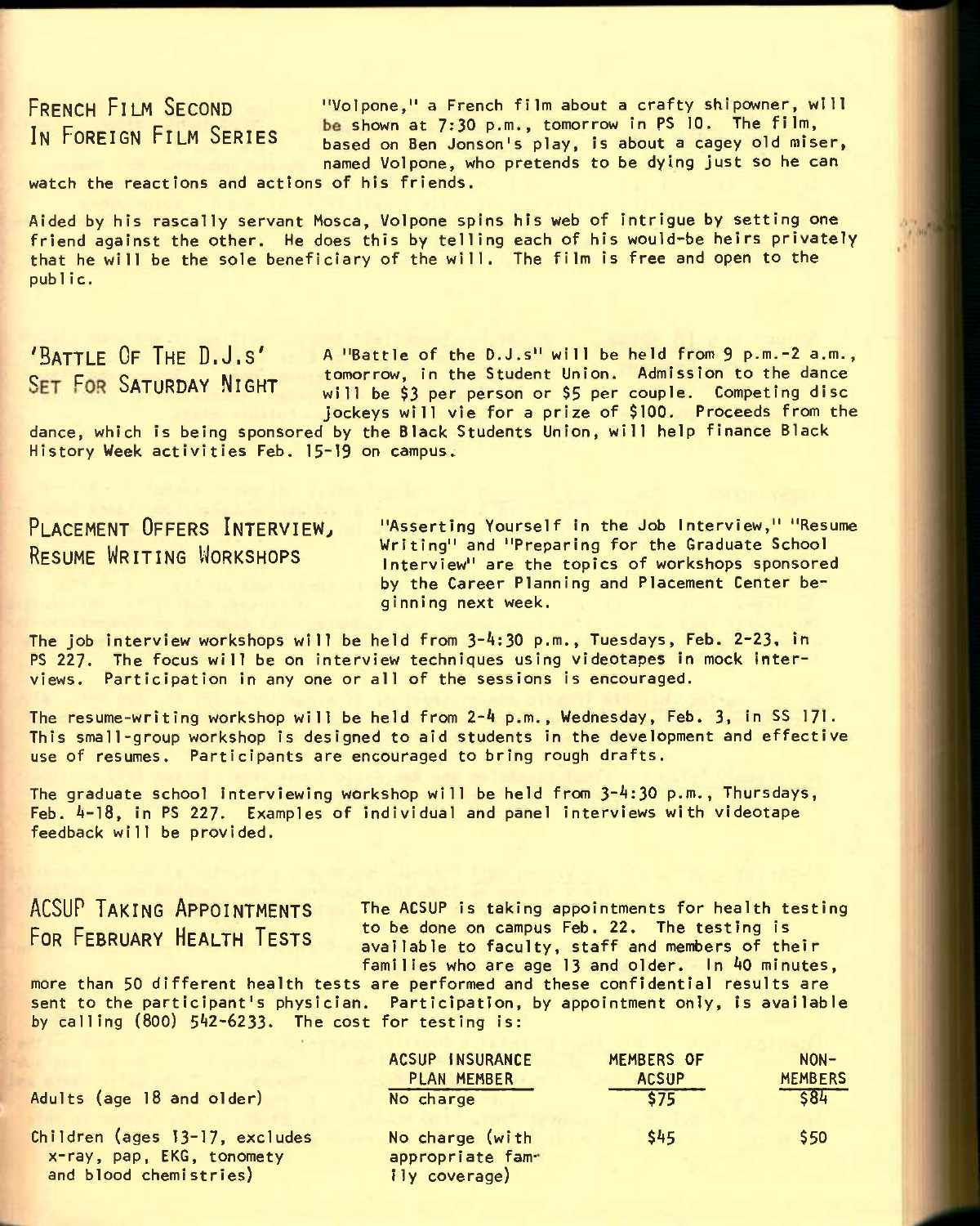## FRENCH FILM SECOND IN FOREIGN FILM SERIES

"Volpone," a French film about a crafty shipowner, will be shown at 7:30 p.m., tomorrow in PS 10. The film, based on Ben Jonson's play, is about a cagey old miser, named Volpone, who pretends to be dying just so he can watch the reactions and actions of his friends.

Aided by his rascally servant Mosca, Volpone spins his web of intrigue by setting one friend against the other. He does this by telling each of his would-be heirs privately that he will be the sole beneficiary of the will. The film is free and open to the public.

## 'BATTLE OF THE D.J.S' SET FOR SATURDAY NIGHT

A "Battle of the D.J.s" will be held from 9 p.m.-2 a.m., tomorrow, in the Student Union. Admission to the dance will be $3 per person or $5 per couple. Competing disc jockeys will vie for a prize of $100. Proceeds from the dance, which is being sponsored by the Black Students Union, will help finance Black History Week activities Feb. 15-19 on campus.

## PLACEMENT OFFERS INTERVIEW, RESUME WRITING WORKSHOPS

"Asserting Yourself in the Job Interview," "Resume Writing" and "Preparing for the Graduate School Interview" are the topics of workshops sponsored by the Career Planning and Placement Center beginning next week.

The job interview workshops will be held from 3-4:30 p.m., Tuesdays, Feb. 2-23, in PS 227. The focus will be on interview techniques using videotapes in mock interviews. Participation in any one or all of the sessions is encouraged.

The resume-writing workshop will be held from 2-4 p.m., Wednesday, Feb. 3, in SS 171. This small-group workshop is designed to aid students in the development and effective use of resumes. Participants are encouraged to bring rough drafts.

The graduate school interviewing workshop will be held from 3-4:30 p.m., Thursdays, Feb. 4-18, in PS 227. Examples of individual and panel interviews with videotape feedback will be provided.

## ACSUP TAKING APPOINTMENTS FOR FEBRUARY HEALTH TESTS

The ACSUP is taking appointments for health testing to be done on campus Feb. 22. The testing is available to faculty, staff and members of their families who are age 13 and older. In 40 minutes, more than 50 different health tests are performed and these confidential results are sent to the participant's physician. Participation, by appointment only, is available by calling (800) 542-6233. The cost for testing is:

| | ACSUP INSURANCE PLAN MEMBER | MEMBERS OF ACSUP | NON-MEMBERS |
|---|---|---|---|
| Adults (age 18 and older) | No charge | $75 | $84 |
| Children (ages 13-17, excludes x-ray, pap, EKG, tonomety and blood chemistries) | No charge (with appropriate family coverage) | $45 | $50 |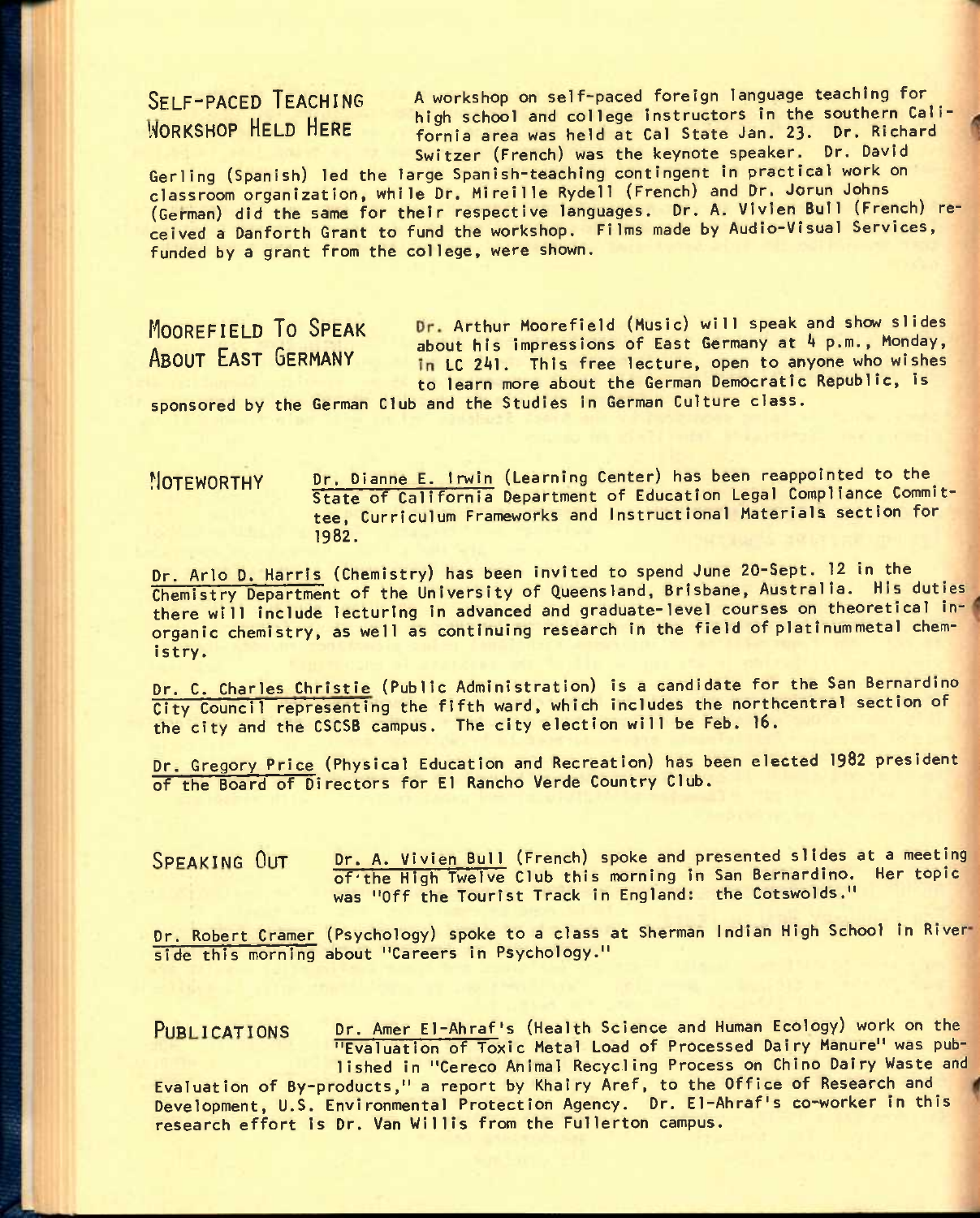## SELF-PACED TEACHING WORKSHOP HELD HERE

A workshop on self-paced foreign language teaching for high school and college instructors in the southern California area was held at Cal State Jan. 23. Dr. Richard Switzer (French) was the keynote speaker. Dr. David Gerling (Spanish) led the large Spanish-teaching contingent in practical work on classroom organization, while Dr. Mireille Rydell (French) and Dr. Jorun Johns (German) did the same for their respective languages. Dr. A. Vivien Bull (French) received a Danforth Grant to fund the workshop. Films made by Audio-Visual Services, funded by a grant from the college, were shown.

## MOOREFIELD TO SPEAK ABOUT EAST GERMANY

Dr. Arthur Moorefield (Music) will speak and show slides about his impressions of East Germany at 4 p.m., Monday, in LC 241. This free lecture, open to anyone who wishes to learn more about the German Democratic Republic, is sponsored by the German Club and the Studies in German Culture class.

## NOTEWORTHY

Dr. Dianne E. Irwin (Learning Center) has been reappointed to the State of California Department of Education Legal Compliance Committee, Curriculum Frameworks and Instructional Materials section for 1982.

Dr. Arlo D. Harris (Chemistry) has been invited to spend June 20-Sept. 12 in the Chemistry Department of the University of Queensland, Brisbane, Australia. His duties there will include lecturing in advanced and graduate-level courses on theoretical inorganic chemistry, as well as continuing research in the field of platinummetal chemistry.

Dr. C. Charles Christie (Public Administration) is a candidate for the San Bernardino City Council representing the fifth ward, which includes the northcentral section of the city and the CSCSB campus. The city election will be Feb. 16.

Dr. Gregory Price (Physical Education and Recreation) has been elected 1982 president of the Board of Directors for El Rancho Verde Country Club.

## SPEAKING OUT

Dr. A. Vivien Bull (French) spoke and presented slides at a meeting of the High Twelve Club this morning in San Bernardino. Her topic was "Off the Tourist Track in England: the Cotswolds."

Dr. Robert Cramer (Psychology) spoke to a class at Sherman Indian High School in Riverside this morning about "Careers in Psychology."

## PUBLICATIONS

Dr. Amer El-Ahraf's (Health Science and Human Ecology) work on the "Evaluation of Toxic Metal Load of Processed Dairy Manure" was published in "Cereco Animal Recycling Process on Chino Dairy Waste and Evaluation of By-products," a report by Khairy Aref, to the Office of Research and Development, U.S. Environmental Protection Agency. Dr. El-Ahraf's co-worker in this research effort is Dr. Van Willis from the Fullerton campus.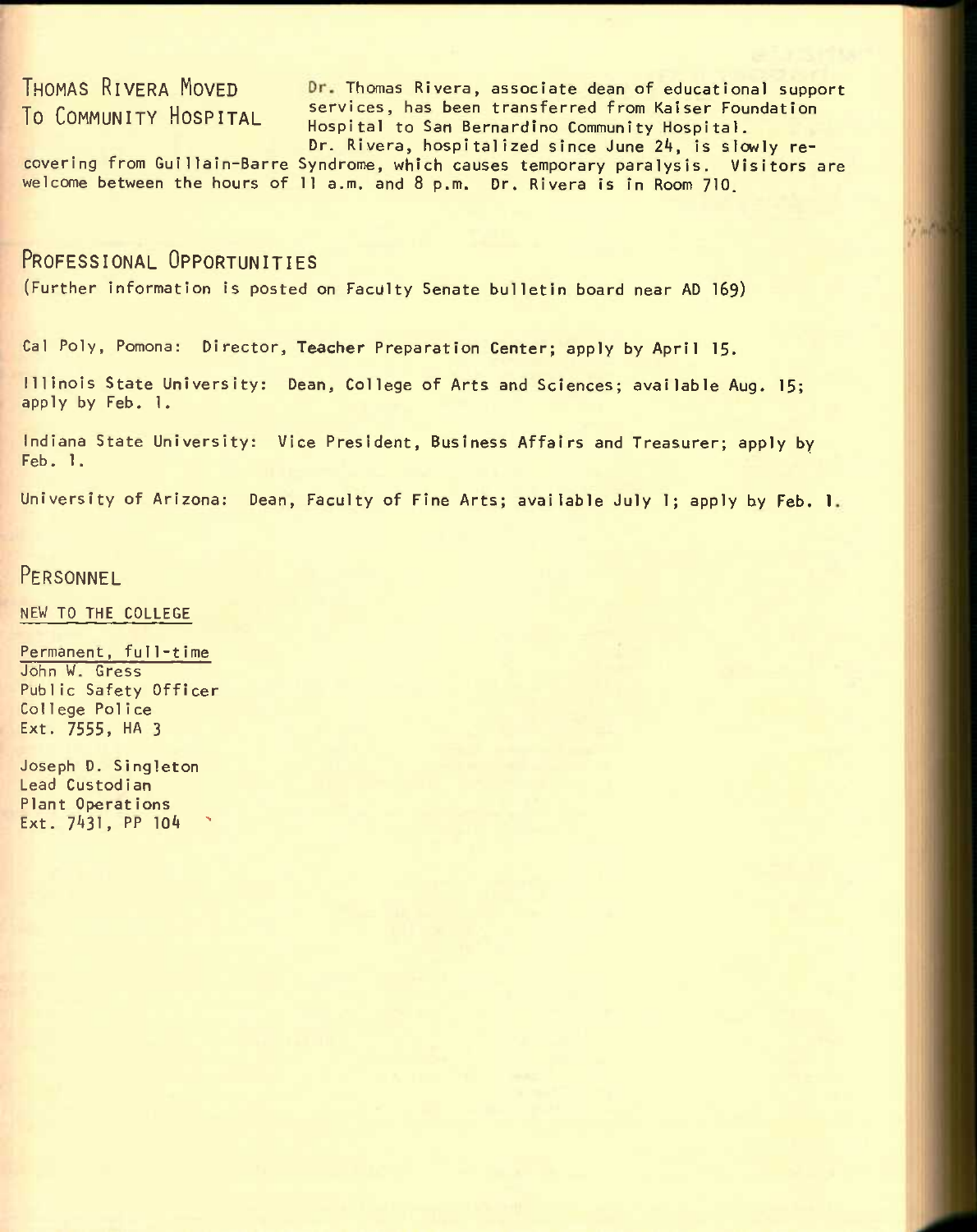## Thomas Rivera Moved To Community Hospital

Dr. Thomas Rivera, associate dean of educational support services, has been transferred from Kaiser Foundation Hospital to San Bernardino Community Hospital.

Dr. Rivera, hospitalized since June 24, is slowly recovering from Guillain-Barre Syndrome, which causes temporary paralysis. Visitors are welcome between the hours of 11 a.m. and 8 p.m. Dr. Rivera is in Room 710.

## Professional Opportunities

(Further information is posted on Faculty Senate bulletin board near AD 169)

Cal Poly, Pomona: Director, Teacher Preparation Center; apply by April 15.

Illinois State University: Dean, College of Arts and Sciences; available Aug. 15; apply by Feb. 1.

Indiana State University: Vice President, Business Affairs and Treasurer; apply by Feb. 1.

University of Arizona: Dean, Faculty of Fine Arts; available July 1; apply by Feb. 1.

## Personnel

NEW TO THE COLLEGE

Permanent, full-time

John W. Gress
Public Safety Officer
College Police
Ext. 7555, HA 3

Joseph D. Singleton
Lead Custodian
Plant Operations
Ext. 7431, PP 104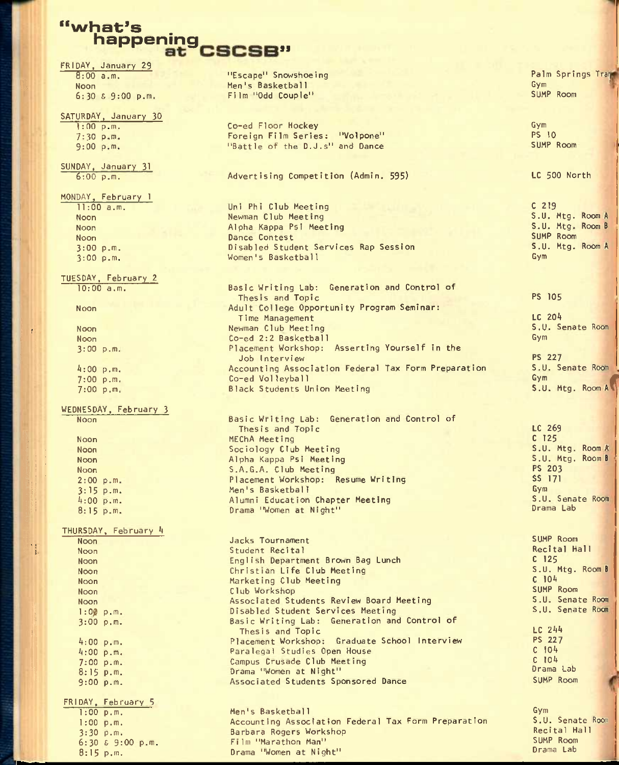# "what's happening at CSCSB"

| | | |
|---|---|---|
| **FRIDAY, January 29** | | |
| 8:00 a.m. | "Escape" Snowshoeing | Palm Springs Tram |
| Noon | Men's Basketball | Gym |
| 6:30 & 9:00 p.m. | Film "Odd Couple" | SUMP Room |
| **SATURDAY, January 30** | | |
| 1:00 p.m. | Co-ed Floor Hockey | Gym |
| 7:30 p.m. | Foreign Film Series: "Volpone" | PS 10 |
| 9:00 p.m. | "Battle of the D.J.s" and Dance | SUMP Room |
| **SUNDAY, January 31** | | |
| 6:00 p.m. | Advertising Competition (Admin. 595) | LC 500 North |
| **MONDAY, February 1** | | |
| 11:00 a.m. | Uni Phi Club Meeting | C 219 |
| Noon | Newman Club Meeting | S.U. Mtg. Room A |
| Noon | Alpha Kappa Psi Meeting | S.U. Mtg. Room B |
| Noon | Dance Contest | SUMP Room |
| 3:00 p.m. | Disabled Student Services Rap Session | S.U. Mtg. Room A |
| 3:00 p.m. | Women's Basketball | Gym |
| **TUESDAY, February 2** | | |
| 10:00 a.m. | Basic Writing Lab: Generation and Control of Thesis and Topic | PS 105 |
| Noon | Adult College Opportunity Program Seminar: Time Management | LC 204 |
| Noon | Newman Club Meeting | S.U. Senate Room |
| Noon | Co-ed 2:2 Basketball | Gym |
| 3:00 p.m. | Placement Workshop: Asserting Yourself in the Job Interview | PS 227 |
| 4:00 p.m. | Accounting Association Federal Tax Form Preparation | S.U. Senate Room |
| 7:00 p.m. | Co-ed Volleyball | Gym |
| 7:00 p.m. | Black Students Union Meeting | S.U. Mtg. Room A |
| **WEDNESDAY, February 3** | | |
| Noon | Basic Writing Lab: Generation and Control of Thesis and Topic | LC 269 |
| Noon | MEChA Meeting | C 125 |
| Noon | Sociology Club Meeting | S.U. Mtg. Room A |
| Noon | Alpha Kappa Psi Meeting | S.U. Mtg. Room B |
| Noon | S.A.G.A. Club Meeting | PS 203 |
| 2:00 p.m. | Placement Workshop: Resume Writing | SS 171 |
| 3:15 p.m. | Men's Basketball | Gym |
| 4:00 p.m. | Alumni Education Chapter Meeting | S.U. Senate Room |
| 8:15 p.m. | Drama "Women at Night" | Drama Lab |
| **THURSDAY, February 4** | | |
| Noon | Jacks Tournament | SUMP Room |
| Noon | Student Recital | Recital Hall |
| Noon | English Department Brown Bag Lunch | C 125 |
| Noon | Christian Life Club Meeting | S.U. Mtg. Room B |
| Noon | Marketing Club Meeting | C 104 |
| Noon | Club Workshop | SUMP Room |
| Noon | Associated Students Review Board Meeting | S.U. Senate Room |
| 1:00 p.m. | Disabled Student Services Meeting | S.U. Senate Room |
| 3:00 p.m. | Basic Writing Lab: Generation and Control of Thesis and Topic | LC 244 |
| 4:00 p.m. | Placement Workshop: Graduate School Interview | PS 227 |
| 4:00 p.m. | Paralegal Studies Open House | C 104 |
| 7:00 p.m. | Campus Crusade Club Meeting | C 104 |
| 8:15 p.m. | Drama "Women at Night" | Drama Lab |
| 9:00 p.m. | Associated Students Sponsored Dance | SUMP Room |
| **FRIDAY, February 5** | | |
| 1:00 p.m. | Men's Basketball | Gym |
| 1:00 p.m. | Accounting Association Federal Tax Form Preparation | S.U. Senate Room |
| 3:30 p.m. | Barbara Rogers Workshop | Recital Hall |
| 6:30 & 9:00 p.m. | Film "Marathon Man" | SUMP Room |
| 8:15 p.m. | Drama "Women at Night" | Drama Lab |